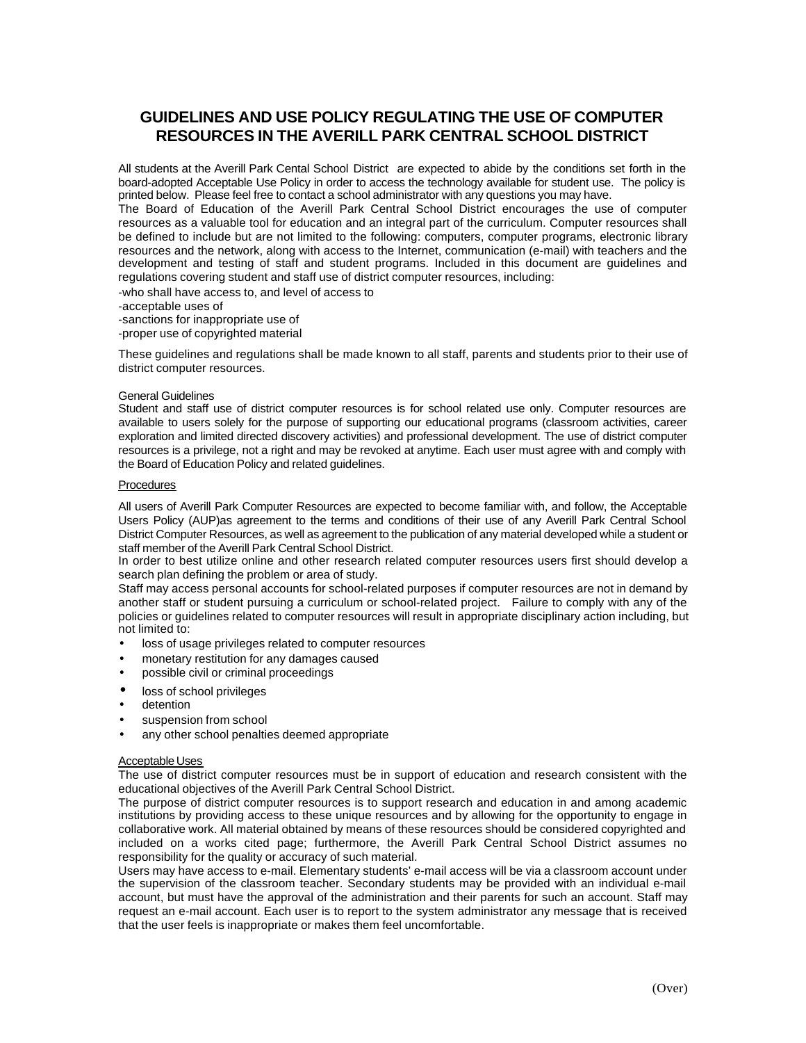# GUIDELINES AND USE POLICY REGULATING THE USE OF COMPUTER RESOURCES IN THE AVERILL PARK CENTRAL SCHOOL DISTRICT

All students at the Averill Park Cental School District are expected to abide by the conditions set forth in the board-adopted Acceptable Use Policy in order to access the technology available for student use. The policy is printed below. Please feel free to contact a school administrator with any questions you may have.

The Board of Education of the Averill Park Central School District encourages the use of computer resources as a valuable tool for education and an integral part of the curriculum. Computer resources shall be defined to include but are not limited to the following: computers, computer programs, electronic library resources and the network, along with access to the Internet, communication (e-mail) with teachers and the development and testing of staff and student programs. Included in this document are guidelines and regulations covering student and staff use of district computer resources, including:

-who shall have access to, and level of access to

-acceptable uses of

-sanctions for inappropriate use of

-proper use of copyrighted material

These guidelines and regulations shall be made known to all staff, parents and students prior to their use of district computer resources.

General Guidelines

Student and staff use of district computer resources is for school related use only. Computer resources are available to users solely for the purpose of supporting our educational programs (classroom activities, career exploration and limited directed discovery activities) and professional development. The use of district computer resources is a privilege, not a right and may be revoked at anytime. Each user must agree with and comply with the Board of Education Policy and related guidelines.

Procedures

All users of Averill Park Computer Resources are expected to become familiar with, and follow, the Acceptable Users Policy (AUP)as agreement to the terms and conditions of their use of any Averill Park Central School District Computer Resources, as well as agreement to the publication of any material developed while a student or staff member of the Averill Park Central School District.

In order to best utilize online and other research related computer resources users first should develop a search plan defining the problem or area of study.

Staff may access personal accounts for school-related purposes if computer resources are not in demand by another staff or student pursuing a curriculum or school-related project. Failure to comply with any of the policies or guidelines related to computer resources will result in appropriate disciplinary action including, but not limited to:

- loss of usage privileges related to computer resources
- monetary restitution for any damages caused
- possible civil or criminal proceedings
- loss of school privileges
- detention
- suspension from school
- any other school penalties deemed appropriate

Acceptable Uses

The use of district computer resources must be in support of education and research consistent with the educational objectives of the Averill Park Central School District.

The purpose of district computer resources is to support research and education in and among academic institutions by providing access to these unique resources and by allowing for the opportunity to engage in collaborative work. All material obtained by means of these resources should be considered copyrighted and included on a works cited page; furthermore, the Averill Park Central School District assumes no responsibility for the quality or accuracy of such material.

Users may have access to e-mail. Elementary students' e-mail access will be via a classroom account under the supervision of the classroom teacher. Secondary students may be provided with an individual e-mail account, but must have the approval of the administration and their parents for such an account. Staff may request an e-mail account. Each user is to report to the system administrator any message that is received that the user feels is inappropriate or makes them feel uncomfortable.

(Over)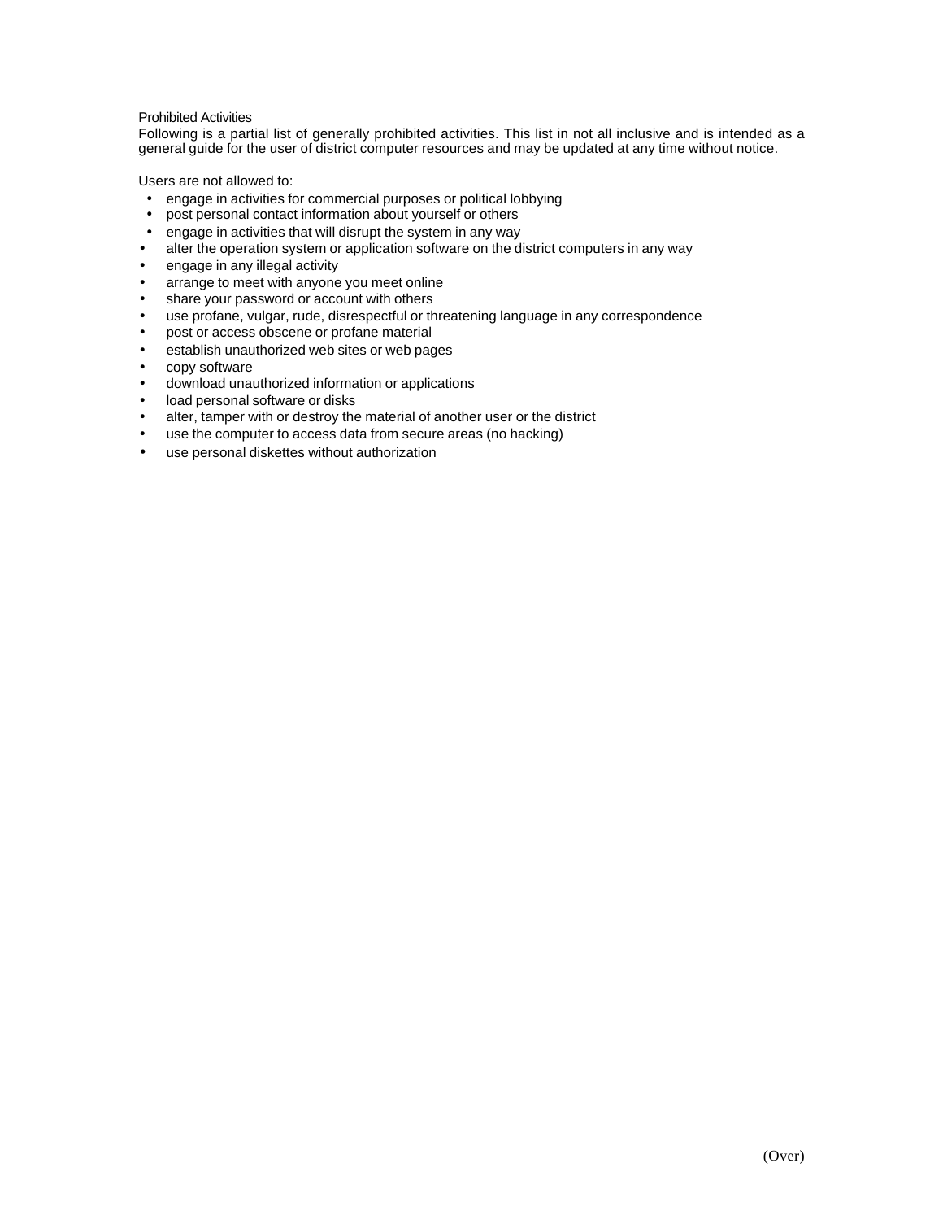Prohibited Activities

Following is a partial list of generally prohibited activities. This list in not all inclusive and is intended as a general guide for the user of district computer resources and may be updated at any time without notice.

Users are not allowed to:

- engage in activities for commercial purposes or political lobbying
- post personal contact information about yourself or others
- engage in activities that will disrupt the system in any way
- alter the operation system or application software on the district computers in any way
- engage in any illegal activity
- arrange to meet with anyone you meet online
- share your password or account with others
- use profane, vulgar, rude, disrespectful or threatening language in any correspondence
- post or access obscene or profane material
- establish unauthorized web sites or web pages
- copy software
- download unauthorized information or applications
- load personal software or disks
- alter, tamper with or destroy the material of another user or the district
- use the computer to access data from secure areas (no hacking)
- use personal diskettes without authorization

(Over)